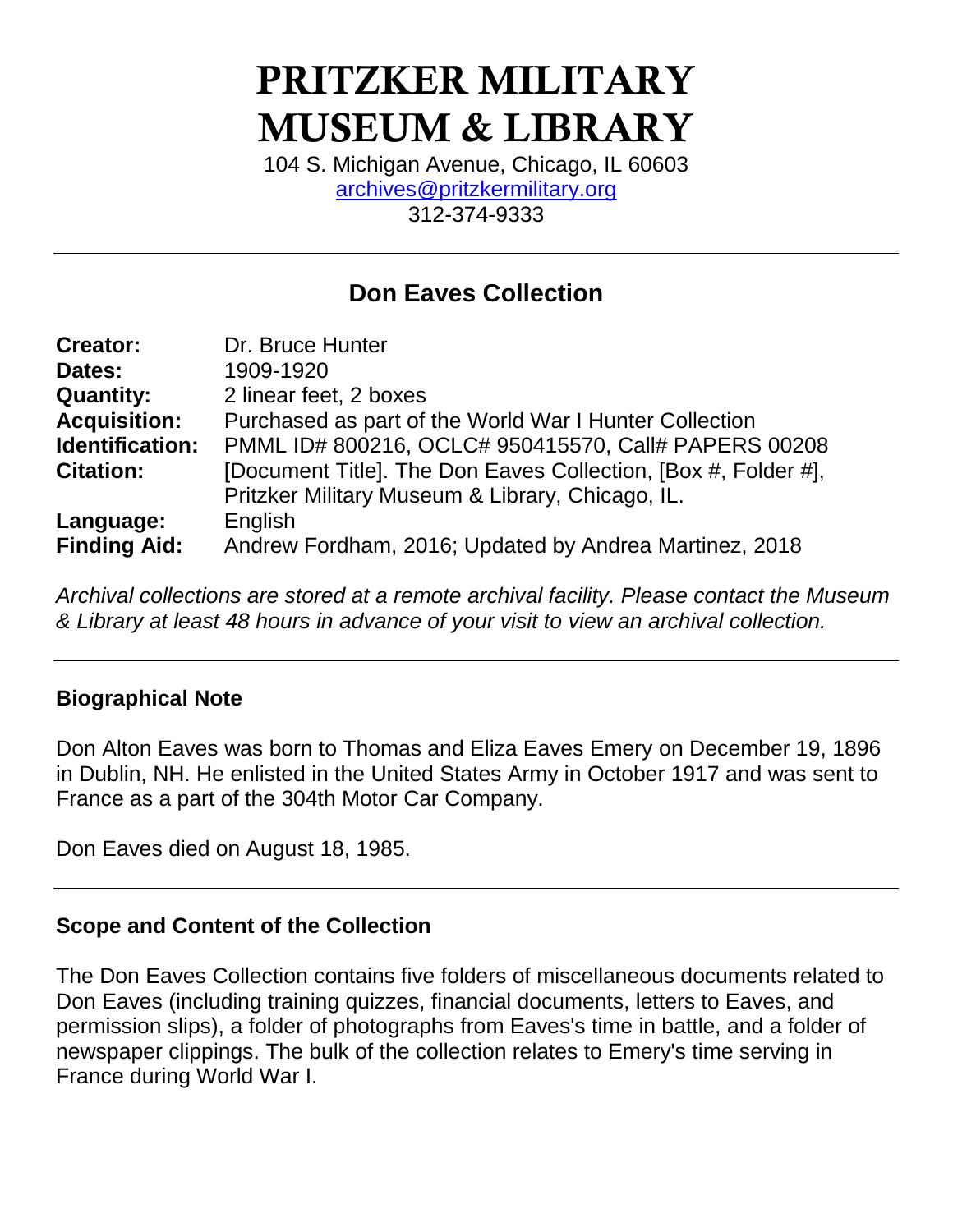# PRITZKER MILITARY MUSEUM & LIBRARY

104 S. Michigan Avenue, Chicago, IL 60603
archives@pritzkermilitary.org
312-374-9333

---

## Don Eaves Collection

| | |
|---|---|
| **Creator:** | Dr. Bruce Hunter |
| **Dates:** | 1909-1920 |
| **Quantity:** | 2 linear feet, 2 boxes |
| **Acquisition:** | Purchased as part of the World War I Hunter Collection |
| **Identification:** | PMML ID# 800216, OCLC# 950415570, Call# PAPERS 00208 |
| **Citation:** | [Document Title]. The Don Eaves Collection, [Box #, Folder #], Pritzker Military Museum & Library, Chicago, IL. |
| **Language:** | English |
| **Finding Aid:** | Andrew Fordham, 2016; Updated by Andrea Martinez, 2018 |

*Archival collections are stored at a remote archival facility. Please contact the Museum & Library at least 48 hours in advance of your visit to view an archival collection.*

---

### Biographical Note

Don Alton Eaves was born to Thomas and Eliza Eaves Emery on December 19, 1896 in Dublin, NH. He enlisted in the United States Army in October 1917 and was sent to France as a part of the 304th Motor Car Company.

Don Eaves died on August 18, 1985.

---

### Scope and Content of the Collection

The Don Eaves Collection contains five folders of miscellaneous documents related to Don Eaves (including training quizzes, financial documents, letters to Eaves, and permission slips), a folder of photographs from Eaves's time in battle, and a folder of newspaper clippings. The bulk of the collection relates to Emery's time serving in France during World War I.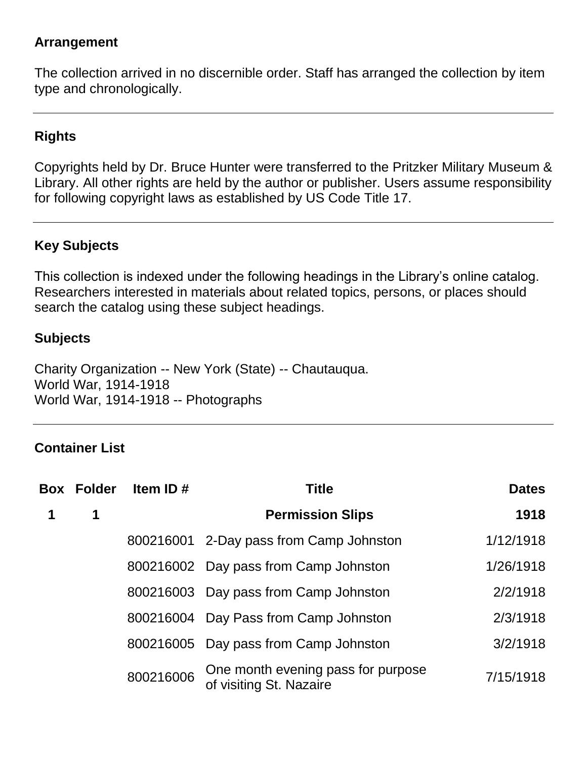## Arrangement

The collection arrived in no discernible order. Staff has arranged the collection by item type and chronologically.

---

## Rights

Copyrights held by Dr. Bruce Hunter were transferred to the Pritzker Military Museum & Library. All other rights are held by the author or publisher. Users assume responsibility for following copyright laws as established by US Code Title 17.

---

## Key Subjects

This collection is indexed under the following headings in the Library's online catalog. Researchers interested in materials about related topics, persons, or places should search the catalog using these subject headings.

### Subjects

Charity Organization -- New York (State) -- Chautauqua.
World War, 1914-1918
World War, 1914-1918 -- Photographs

---

## Container List

| Box | Folder | Item ID # | Title | Dates |
|---|---|---|---|---|
| **1** | **1** | | **Permission Slips** | **1918** |
| | | 800216001 | 2-Day pass from Camp Johnston | 1/12/1918 |
| | | 800216002 | Day pass from Camp Johnston | 1/26/1918 |
| | | 800216003 | Day pass from Camp Johnston | 2/2/1918 |
| | | 800216004 | Day Pass from Camp Johnston | 2/3/1918 |
| | | 800216005 | Day pass from Camp Johnston | 3/2/1918 |
| | | 800216006 | One month evening pass for purpose of visiting St. Nazaire | 7/15/1918 |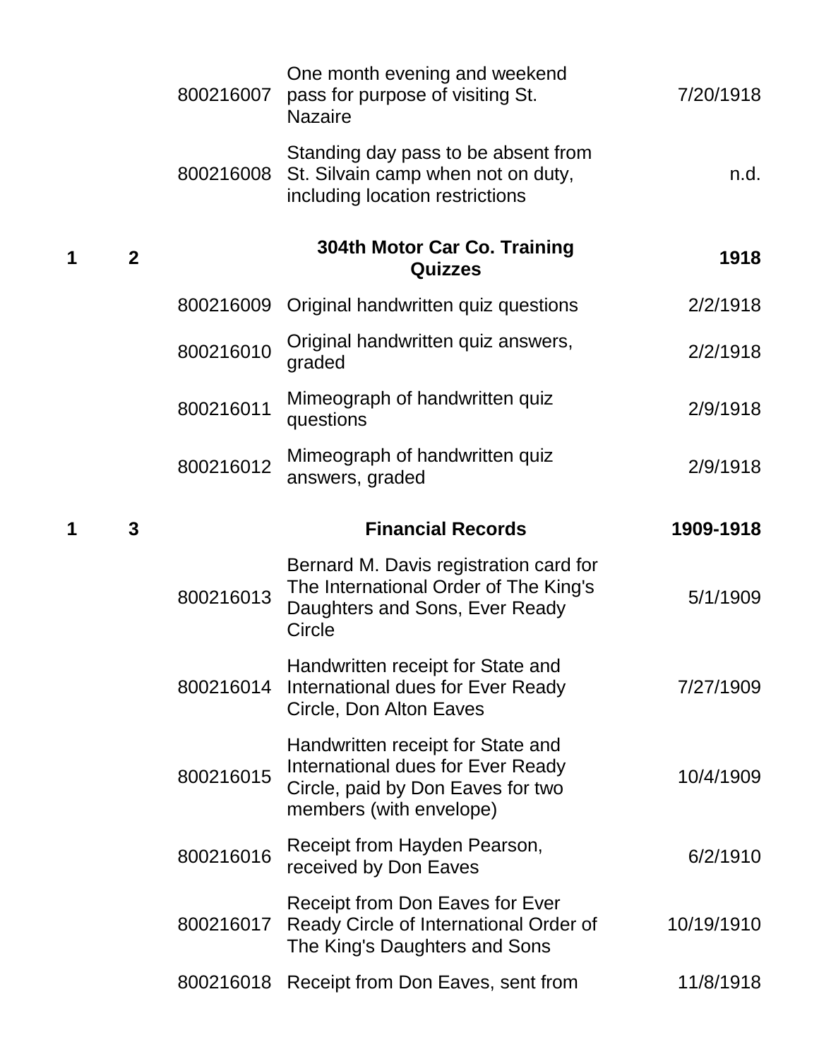| Box | Folder | Item ID | Description | Date |
|---|---|---|---|---|
| | | 800216007 | One month evening and weekend pass for purpose of visiting St. Nazaire | 7/20/1918 |
| | | 800216008 | Standing day pass to be absent from St. Silvain camp when not on duty, including location restrictions | n.d. |
| **1** | **2** | | **304th Motor Car Co. Training Quizzes** | **1918** |
| | | 800216009 | Original handwritten quiz questions | 2/2/1918 |
| | | 800216010 | Original handwritten quiz answers, graded | 2/2/1918 |
| | | 800216011 | Mimeograph of handwritten quiz questions | 2/9/1918 |
| | | 800216012 | Mimeograph of handwritten quiz answers, graded | 2/9/1918 |
| **1** | **3** | | **Financial Records** | **1909-1918** |
| | | 800216013 | Bernard M. Davis registration card for The International Order of The King's Daughters and Sons, Ever Ready Circle | 5/1/1909 |
| | | 800216014 | Handwritten receipt for State and International dues for Ever Ready Circle, Don Alton Eaves | 7/27/1909 |
| | | 800216015 | Handwritten receipt for State and International dues for Ever Ready Circle, paid by Don Eaves for two members (with envelope) | 10/4/1909 |
| | | 800216016 | Receipt from Hayden Pearson, received by Don Eaves | 6/2/1910 |
| | | 800216017 | Receipt from Don Eaves for Ever Ready Circle of International Order of The King's Daughters and Sons | 10/19/1910 |
| | | 800216018 | Receipt from Don Eaves, sent from | 11/8/1918 |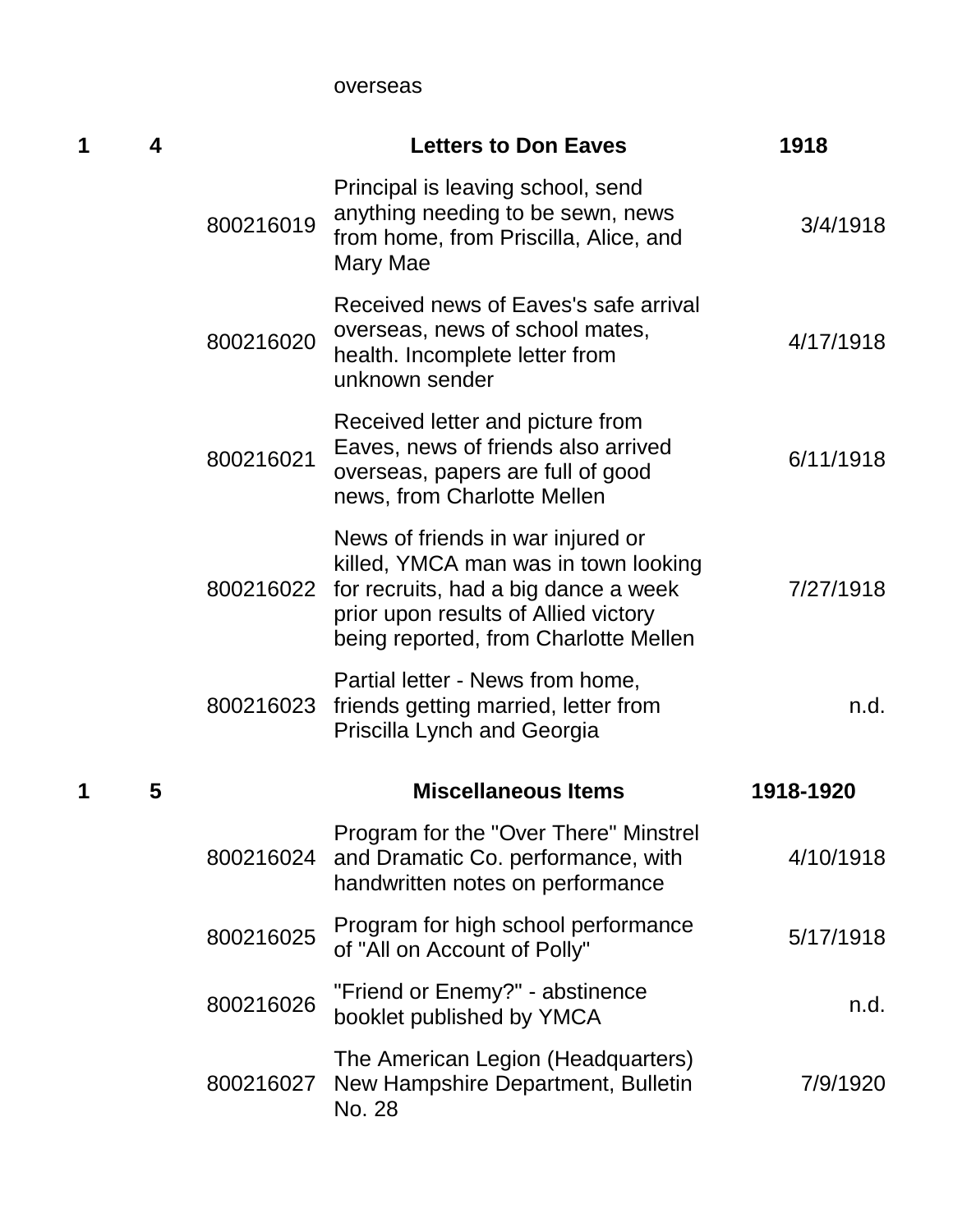| | | | overseas | |
|---|---|---|---|---|
| **1** | **4** | | **Letters to Don Eaves** | **1918** |
| | | 800216019 | Principal is leaving school, send anything needing to be sewn, news from home, from Priscilla, Alice, and Mary Mae | 3/4/1918 |
| | | 800216020 | Received news of Eaves's safe arrival overseas, news of school mates, health. Incomplete letter from unknown sender | 4/17/1918 |
| | | 800216021 | Received letter and picture from Eaves, news of friends also arrived overseas, papers are full of good news, from Charlotte Mellen | 6/11/1918 |
| | | 800216022 | News of friends in war injured or killed, YMCA man was in town looking for recruits, had a big dance a week prior upon results of Allied victory being reported, from Charlotte Mellen | 7/27/1918 |
| | | 800216023 | Partial letter - News from home, friends getting married, letter from Priscilla Lynch and Georgia | n.d. |
| **1** | **5** | | **Miscellaneous Items** | **1918-1920** |
| | | 800216024 | Program for the "Over There" Minstrel and Dramatic Co. performance, with handwritten notes on performance | 4/10/1918 |
| | | 800216025 | Program for high school performance of "All on Account of Polly" | 5/17/1918 |
| | | 800216026 | "Friend or Enemy?" - abstinence booklet published by YMCA | n.d. |
| | | 800216027 | The American Legion (Headquarters) New Hampshire Department, Bulletin No. 28 | 7/9/1920 |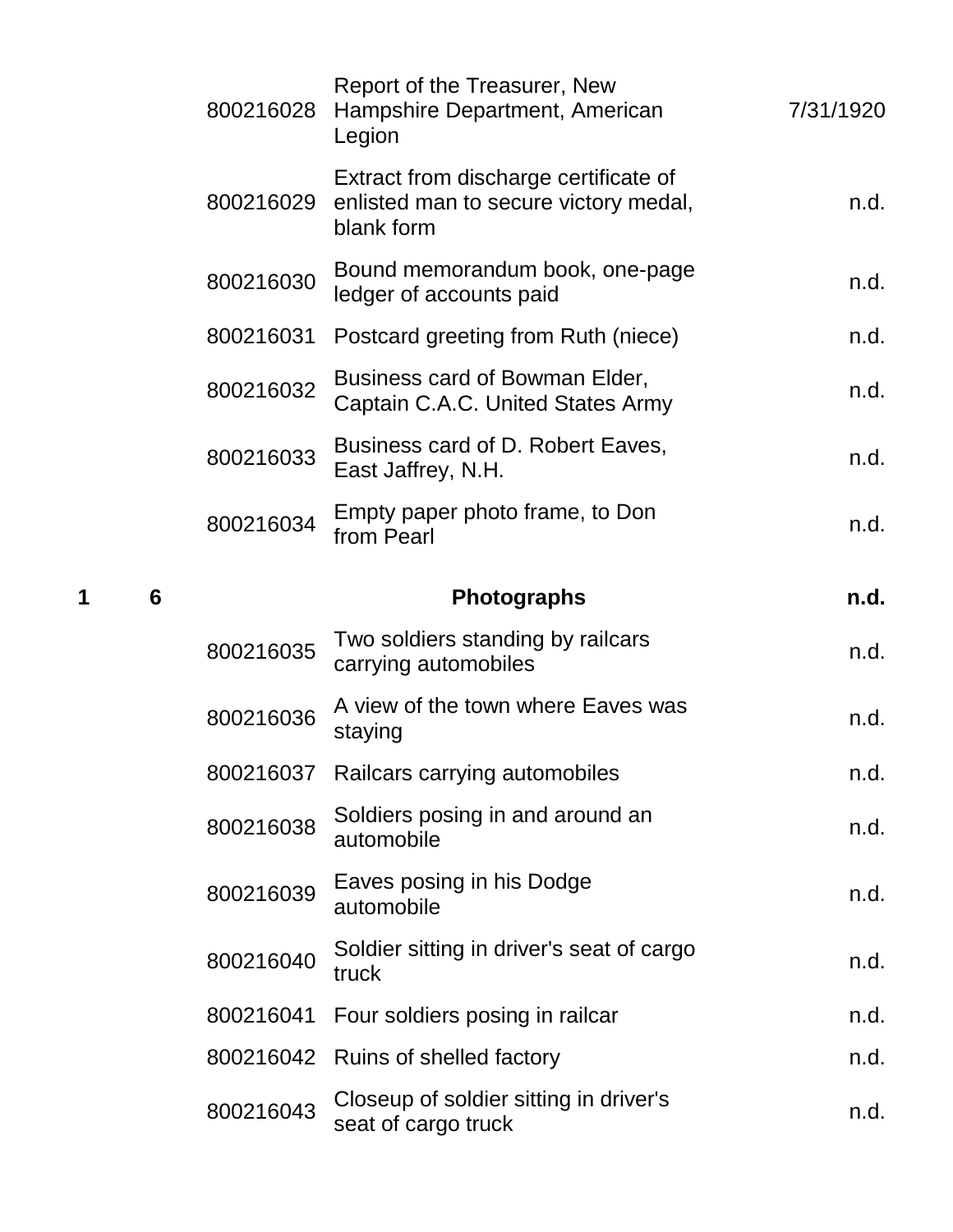| Box | Folder | Item ID | Description | Date |
|---|---|---|---|---|
| | | 800216028 | Report of the Treasurer, New Hampshire Department, American Legion | 7/31/1920 |
| | | 800216029 | Extract from discharge certificate of enlisted man to secure victory medal, blank form | n.d. |
| | | 800216030 | Bound memorandum book, one-page ledger of accounts paid | n.d. |
| | | 800216031 | Postcard greeting from Ruth (niece) | n.d. |
| | | 800216032 | Business card of Bowman Elder, Captain C.A.C. United States Army | n.d. |
| | | 800216033 | Business card of D. Robert Eaves, East Jaffrey, N.H. | n.d. |
| | | 800216034 | Empty paper photo frame, to Don from Pearl | n.d. |
| **1** | **6** | | **Photographs** | **n.d.** |
| | | 800216035 | Two soldiers standing by railcars carrying automobiles | n.d. |
| | | 800216036 | A view of the town where Eaves was staying | n.d. |
| | | 800216037 | Railcars carrying automobiles | n.d. |
| | | 800216038 | Soldiers posing in and around an automobile | n.d. |
| | | 800216039 | Eaves posing in his Dodge automobile | n.d. |
| | | 800216040 | Soldier sitting in driver's seat of cargo truck | n.d. |
| | | 800216041 | Four soldiers posing in railcar | n.d. |
| | | 800216042 | Ruins of shelled factory | n.d. |
| | | 800216043 | Closeup of soldier sitting in driver's seat of cargo truck | n.d. |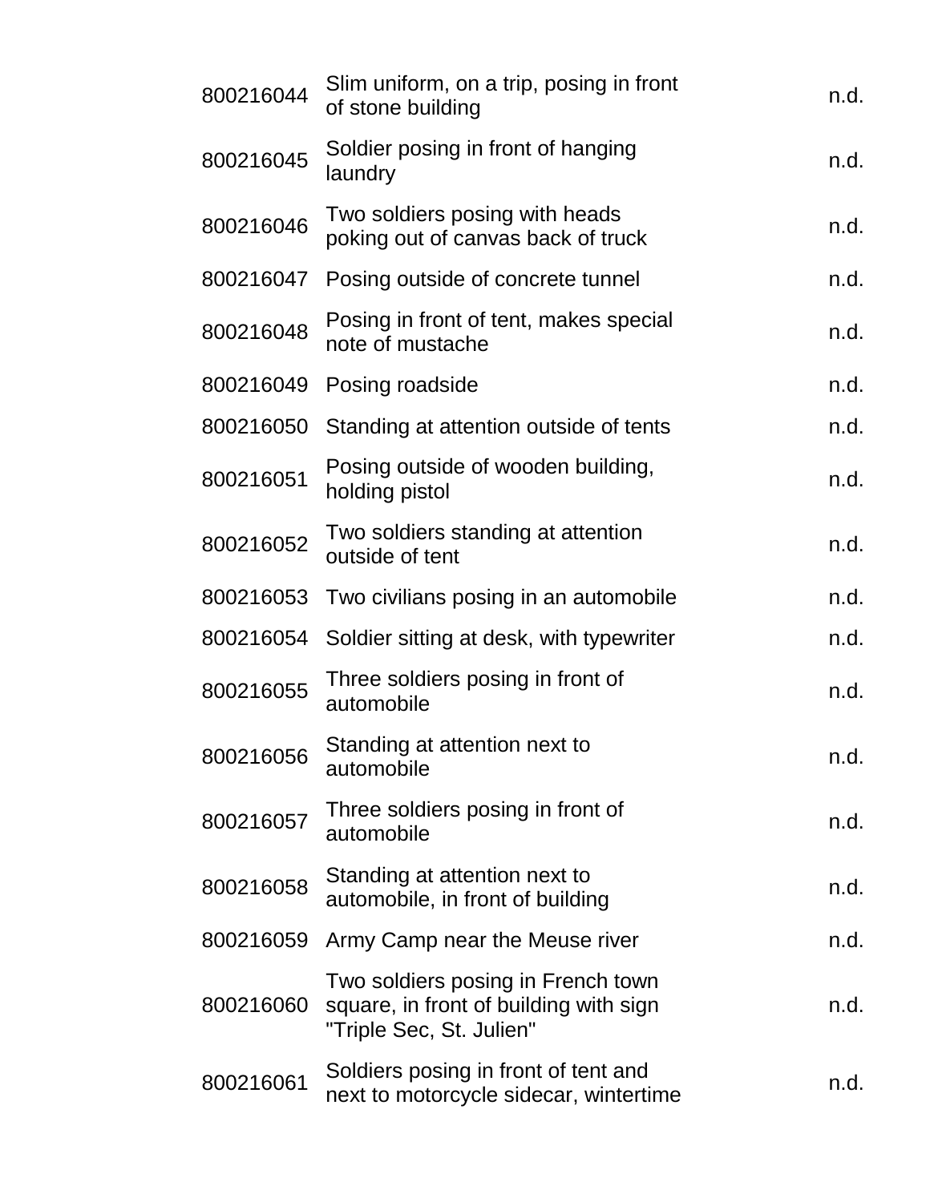| | | |
|---|---|---|
| 800216044 | Slim uniform, on a trip, posing in front of stone building | n.d. |
| 800216045 | Soldier posing in front of hanging laundry | n.d. |
| 800216046 | Two soldiers posing with heads poking out of canvas back of truck | n.d. |
| 800216047 | Posing outside of concrete tunnel | n.d. |
| 800216048 | Posing in front of tent, makes special note of mustache | n.d. |
| 800216049 | Posing roadside | n.d. |
| 800216050 | Standing at attention outside of tents | n.d. |
| 800216051 | Posing outside of wooden building, holding pistol | n.d. |
| 800216052 | Two soldiers standing at attention outside of tent | n.d. |
| 800216053 | Two civilians posing in an automobile | n.d. |
| 800216054 | Soldier sitting at desk, with typewriter | n.d. |
| 800216055 | Three soldiers posing in front of automobile | n.d. |
| 800216056 | Standing at attention next to automobile | n.d. |
| 800216057 | Three soldiers posing in front of automobile | n.d. |
| 800216058 | Standing at attention next to automobile, in front of building | n.d. |
| 800216059 | Army Camp near the Meuse river | n.d. |
| 800216060 | Two soldiers posing in French town square, in front of building with sign "Triple Sec, St. Julien" | n.d. |
| 800216061 | Soldiers posing in front of tent and next to motorcycle sidecar, wintertime | n.d. |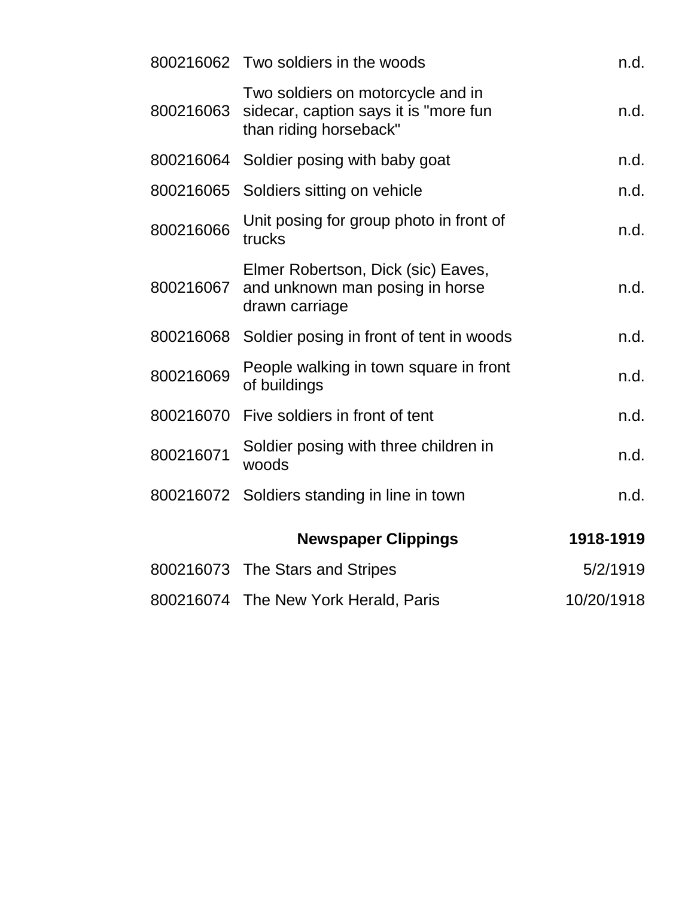| | | |
|---|---|---|
| 800216062 | Two soldiers in the woods | n.d. |
| 800216063 | Two soldiers on motorcycle and in sidecar, caption says it is "more fun than riding horseback" | n.d. |
| 800216064 | Soldier posing with baby goat | n.d. |
| 800216065 | Soldiers sitting on vehicle | n.d. |
| 800216066 | Unit posing for group photo in front of trucks | n.d. |
| 800216067 | Elmer Robertson, Dick (sic) Eaves, and unknown man posing in horse drawn carriage | n.d. |
| 800216068 | Soldier posing in front of tent in woods | n.d. |
| 800216069 | People walking in town square in front of buildings | n.d. |
| 800216070 | Five soldiers in front of tent | n.d. |
| 800216071 | Soldier posing with three children in woods | n.d. |
| 800216072 | Soldiers standing in line in town | n.d. |
| | **Newspaper Clippings** | **1918-1919** |
| 800216073 | The Stars and Stripes | 5/2/1919 |
| 800216074 | The New York Herald, Paris | 10/20/1918 |